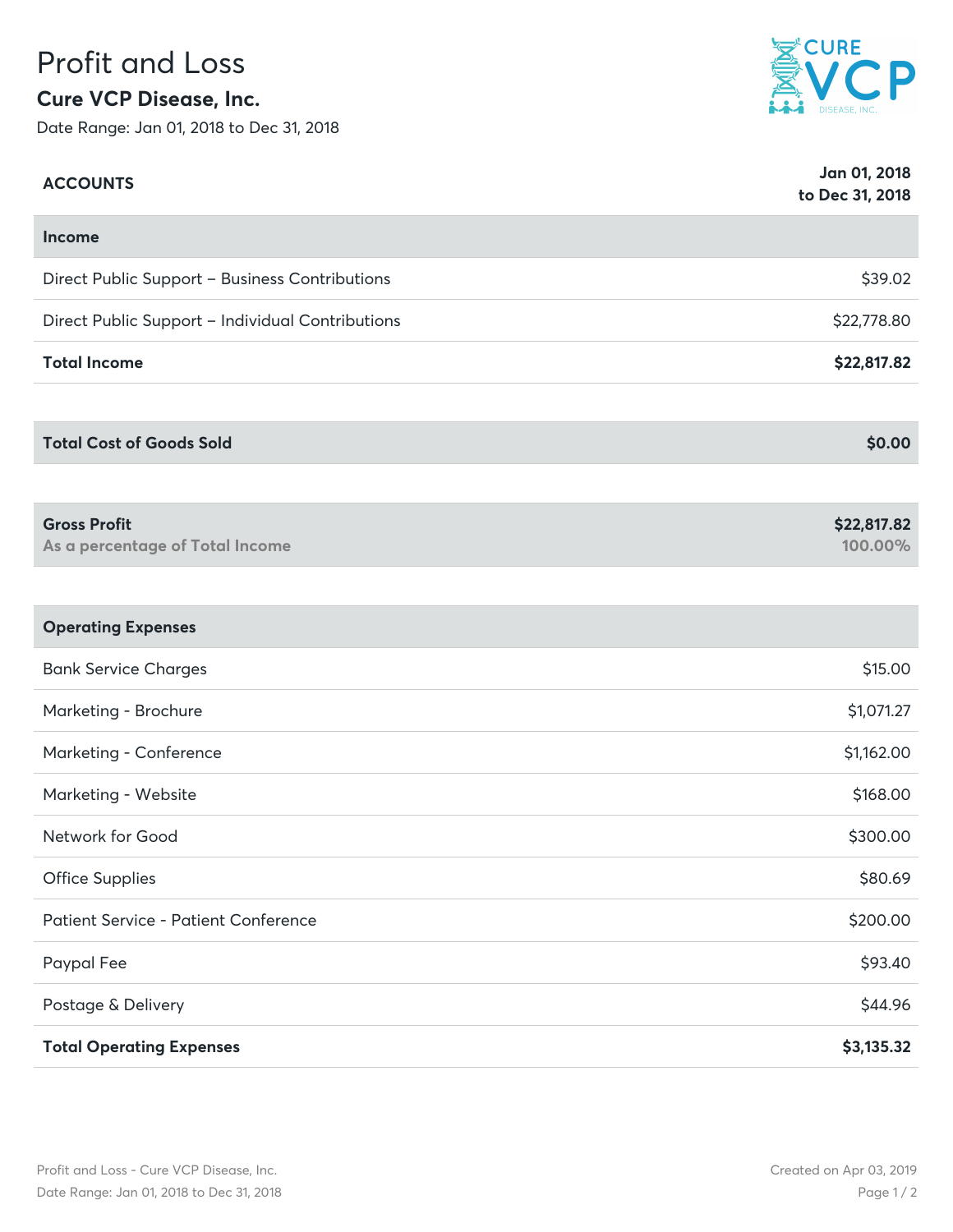# Profit and Loss

## Cure VCP Disease, Inc.

Date Range: Jan 01, 2018 to Dec 31, 2018

| ACCOUNTS | Jan 01, 2018 to Dec 31, 2018 |
|---|---|
| **Income** | |
| Direct Public Support – Business Contributions | $39.02 |
| Direct Public Support – Individual Contributions | $22,778.80 |
| **Total Income** | **$22,817.82** |
| | |
| **Total Cost of Goods Sold** | **$0.00** |
| | |
| **Gross Profit** | **$22,817.82** |
| **As a percentage of Total Income** | **100.00%** |
| | |
| **Operating Expenses** | |
| Bank Service Charges | $15.00 |
| Marketing - Brochure | $1,071.27 |
| Marketing - Conference | $1,162.00 |
| Marketing - Website | $168.00 |
| Network for Good | $300.00 |
| Office Supplies | $80.69 |
| Patient Service - Patient Conference | $200.00 |
| Paypal Fee | $93.40 |
| Postage & Delivery | $44.96 |
| **Total Operating Expenses** | **$3,135.32** |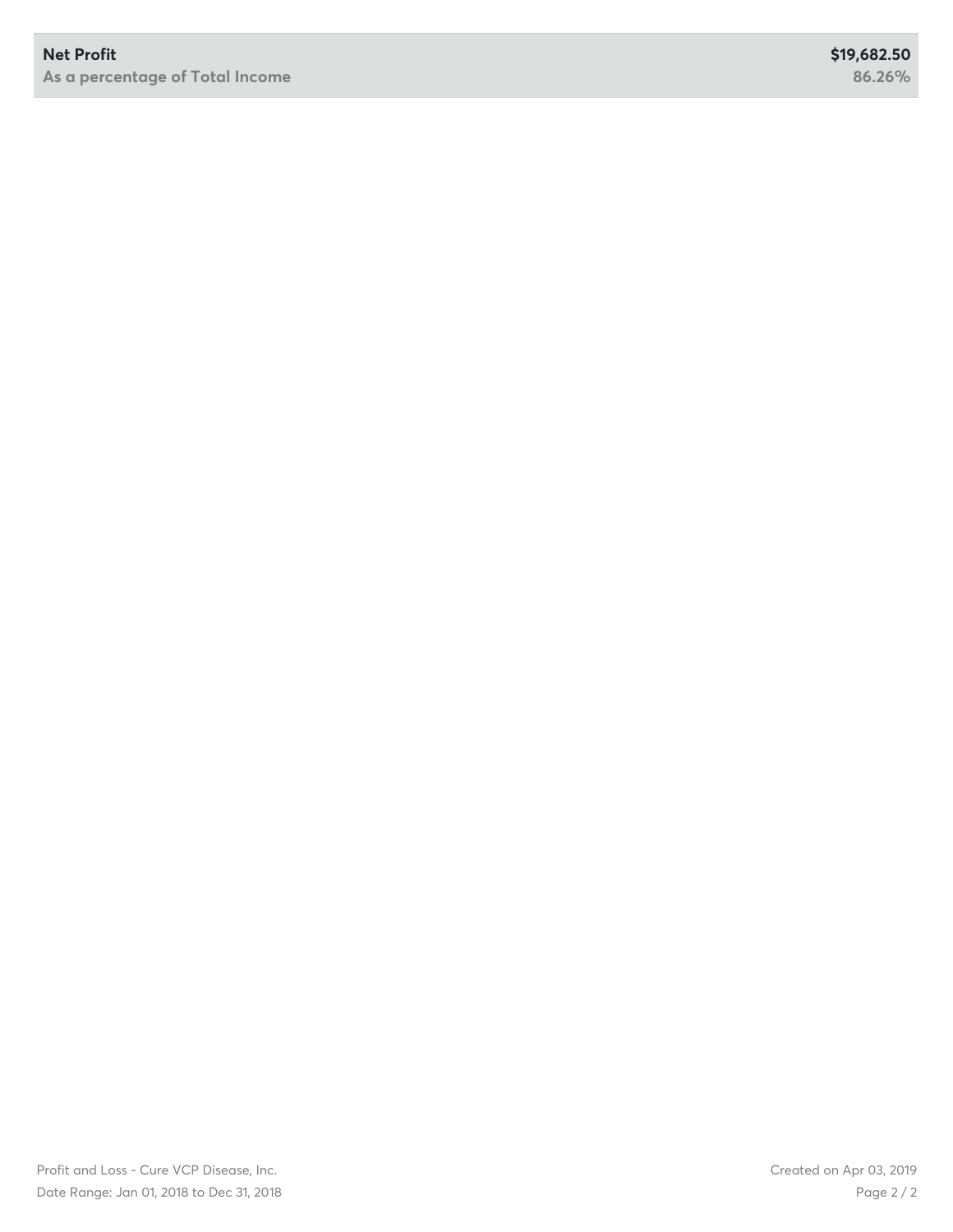| | |
|---|---|
| **Net Profit** | **$19,682.50** |
| **As a percentage of Total Income** | **86.26%** |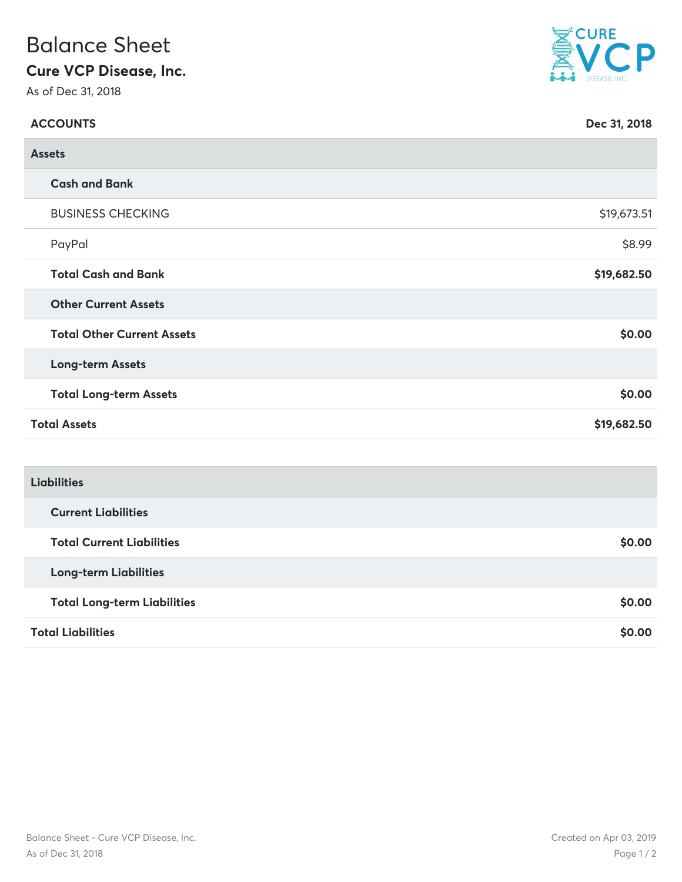# Balance Sheet

## Cure VCP Disease, Inc.

As of Dec 31, 2018

| ACCOUNTS | Dec 31, 2018 |
|---|---|
| **Assets** | |
| **Cash and Bank** | |
| BUSINESS CHECKING | $19,673.51 |
| PayPal | $8.99 |
| **Total Cash and Bank** | **$19,682.50** |
| **Other Current Assets** | |
| **Total Other Current Assets** | **$0.00** |
| **Long-term Assets** | |
| **Total Long-term Assets** | **$0.00** |
| **Total Assets** | **$19,682.50** |

| | |
|---|---|
| **Liabilities** | |
| **Current Liabilities** | |
| **Total Current Liabilities** | **$0.00** |
| **Long-term Liabilities** | |
| **Total Long-term Liabilities** | **$0.00** |
| **Total Liabilities** | **$0.00** |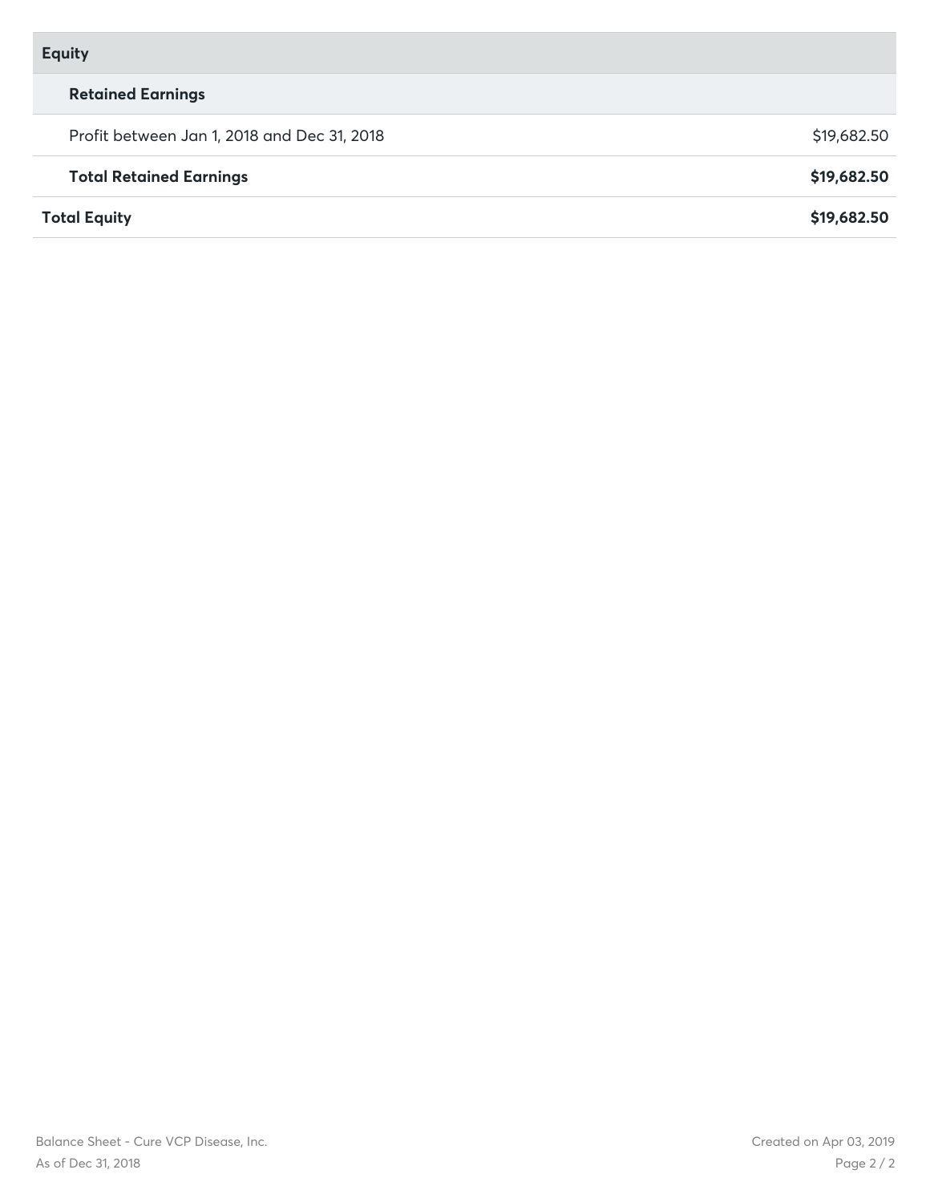| | |
|---|---|
| **Equity** | |
| **Retained Earnings** | |
| Profit between Jan 1, 2018 and Dec 31, 2018 | $19,682.50 |
| **Total Retained Earnings** | **$19,682.50** |
| **Total Equity** | **$19,682.50** |